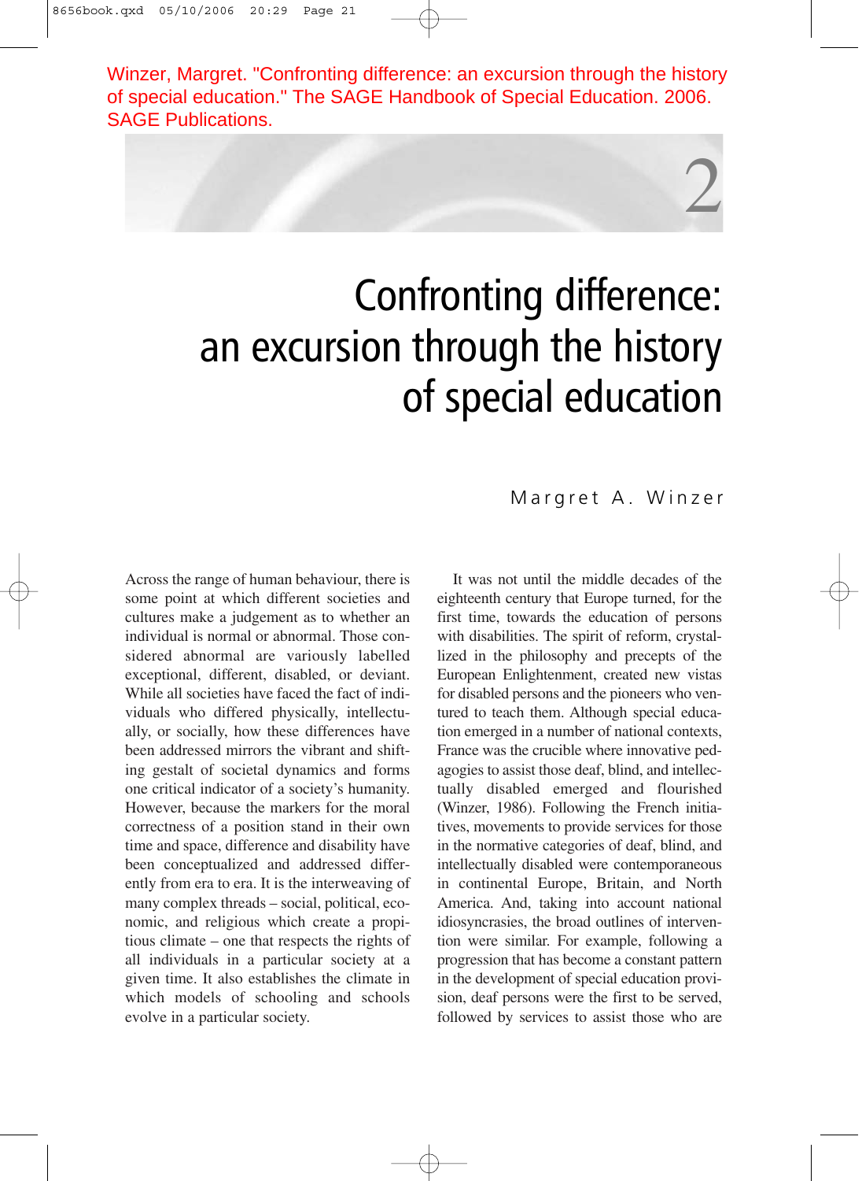Winzer, Margret. "Confronting difference: an excursion through the history of special education." The SAGE Handbook of Special Education. 2006. SAGE Publications.

# 2

# Confronting difference: an excursion through the history of special education

Margret A. Winzer

Across the range of human behaviour, there is some point at which different societies and cultures make a judgement as to whether an individual is normal or abnormal. Those considered abnormal are variously labelled exceptional, different, disabled, or deviant. While all societies have faced the fact of individuals who differed physically, intellectually, or socially, how these differences have been addressed mirrors the vibrant and shifting gestalt of societal dynamics and forms one critical indicator of a society's humanity. However, because the markers for the moral correctness of a position stand in their own time and space, difference and disability have been conceptualized and addressed differently from era to era. It is the interweaving of many complex threads – social, political, economic, and religious which create a propitious climate – one that respects the rights of all individuals in a particular society at a given time. It also establishes the climate in which models of schooling and schools evolve in a particular society.

It was not until the middle decades of the eighteenth century that Europe turned, for the first time, towards the education of persons with disabilities. The spirit of reform, crystallized in the philosophy and precepts of the European Enlightenment, created new vistas for disabled persons and the pioneers who ventured to teach them. Although special education emerged in a number of national contexts, France was the crucible where innovative pedagogies to assist those deaf, blind, and intellectually disabled emerged and flourished (Winzer, 1986). Following the French initiatives, movements to provide services for those in the normative categories of deaf, blind, and intellectually disabled were contemporaneous in continental Europe, Britain, and North America. And, taking into account national idiosyncrasies, the broad outlines of intervention were similar. For example, following a progression that has become a constant pattern in the development of special education provision, deaf persons were the first to be served, followed by services to assist those who are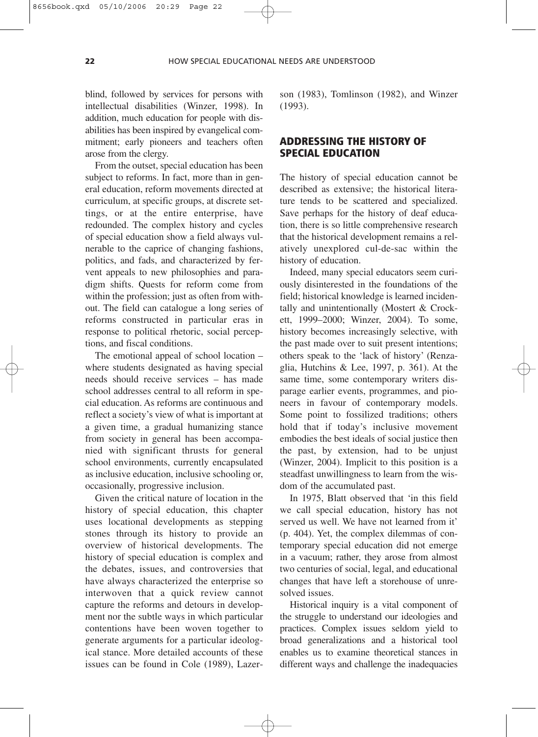blind, followed by services for persons with intellectual disabilities (Winzer, 1998). In addition, much education for people with disabilities has been inspired by evangelical commitment; early pioneers and teachers often arose from the clergy.

From the outset, special education has been subject to reforms. In fact, more than in general education, reform movements directed at curriculum, at specific groups, at discrete settings, or at the entire enterprise, have redounded. The complex history and cycles of special education show a field always vulnerable to the caprice of changing fashions, politics, and fads, and characterized by fervent appeals to new philosophies and paradigm shifts. Quests for reform come from within the profession; just as often from without. The field can catalogue a long series of reforms constructed in particular eras in response to political rhetoric, social perceptions, and fiscal conditions.

The emotional appeal of school location – where students designated as having special needs should receive services – has made school addresses central to all reform in special education. As reforms are continuous and reflect a society's view of what is important at a given time, a gradual humanizing stance from society in general has been accompanied with significant thrusts for general school environments, currently encapsulated as inclusive education, inclusive schooling or, occasionally, progressive inclusion.

Given the critical nature of location in the history of special education, this chapter uses locational developments as stepping stones through its history to provide an overview of historical developments. The history of special education is complex and the debates, issues, and controversies that have always characterized the enterprise so interwoven that a quick review cannot capture the reforms and detours in development nor the subtle ways in which particular contentions have been woven together to generate arguments for a particular ideological stance. More detailed accounts of these issues can be found in Cole (1989), Lazerson (1983), Tomlinson (1982), and Winzer (1993).

## ADDRESSING THE HISTORY OF SPECIAL EDUCATION

The history of special education cannot be described as extensive; the historical literature tends to be scattered and specialized. Save perhaps for the history of deaf education, there is so little comprehensive research that the historical development remains a relatively unexplored cul-de-sac within the history of education.

Indeed, many special educators seem curiously disinterested in the foundations of the field; historical knowledge is learned incidentally and unintentionally (Mostert & Crockett, 1999–2000; Winzer, 2004). To some, history becomes increasingly selective, with the past made over to suit present intentions; others speak to the 'lack of history' (Renzaglia, Hutchins & Lee, 1997, p. 361). At the same time, some contemporary writers disparage earlier events, programmes, and pioneers in favour of contemporary models. Some point to fossilized traditions; others hold that if today's inclusive movement embodies the best ideals of social justice then the past, by extension, had to be unjust (Winzer, 2004). Implicit to this position is a steadfast unwillingness to learn from the wisdom of the accumulated past.

In 1975, Blatt observed that 'in this field we call special education, history has not served us well. We have not learned from it' (p. 404). Yet, the complex dilemmas of contemporary special education did not emerge in a vacuum; rather, they arose from almost two centuries of social, legal, and educational changes that have left a storehouse of unresolved issues.

Historical inquiry is a vital component of the struggle to understand our ideologies and practices. Complex issues seldom yield to broad generalizations and a historical tool enables us to examine theoretical stances in different ways and challenge the inadequacies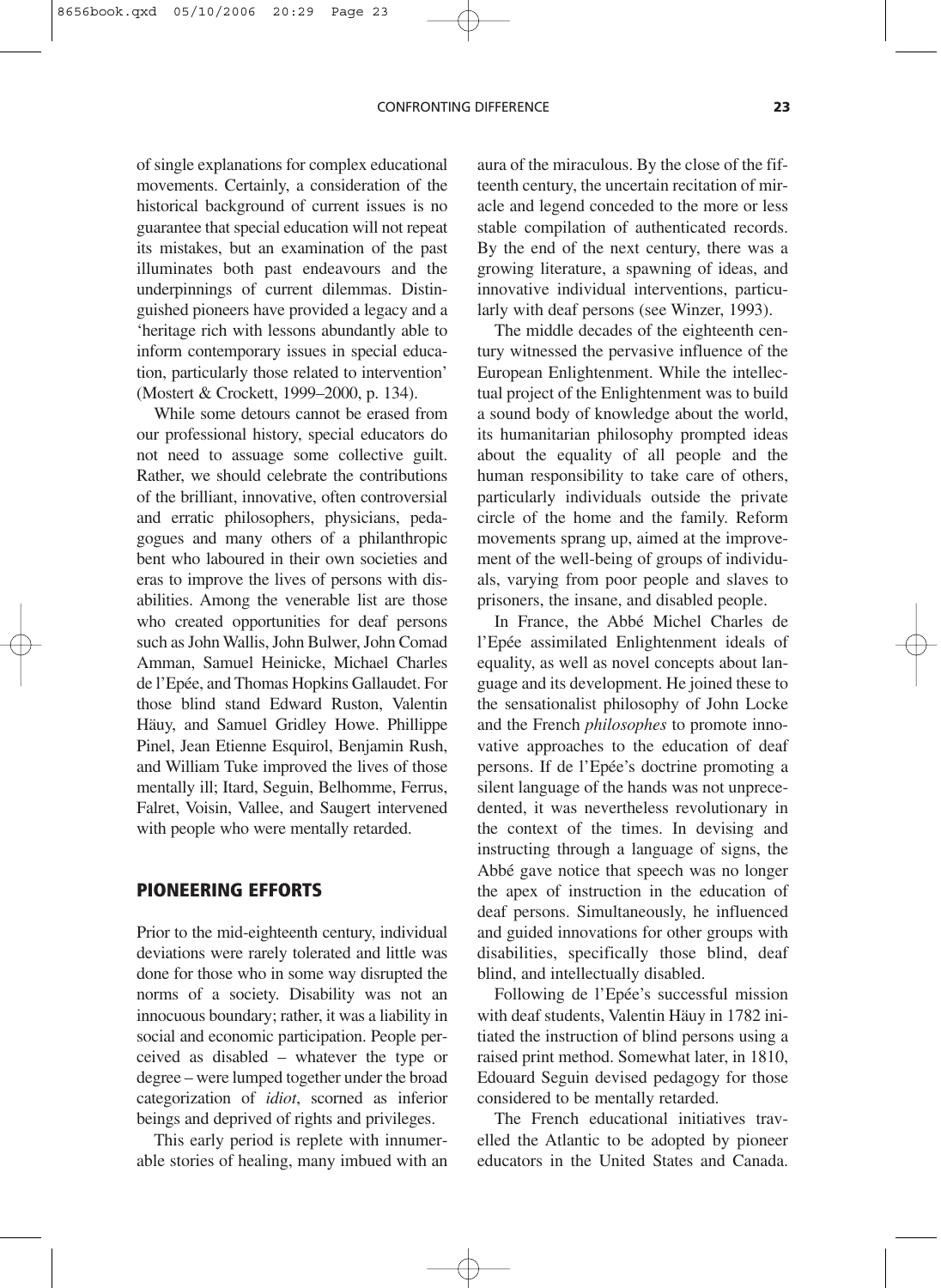of single explanations for complex educational movements. Certainly, a consideration of the historical background of current issues is no guarantee that special education will not repeat its mistakes, but an examination of the past illuminates both past endeavours and the underpinnings of current dilemmas. Distinguished pioneers have provided a legacy and a 'heritage rich with lessons abundantly able to inform contemporary issues in special education, particularly those related to intervention' (Mostert & Crockett, 1999–2000, p. 134).

While some detours cannot be erased from our professional history, special educators do not need to assuage some collective guilt. Rather, we should celebrate the contributions of the brilliant, innovative, often controversial and erratic philosophers, physicians, pedagogues and many others of a philanthropic bent who laboured in their own societies and eras to improve the lives of persons with disabilities. Among the venerable list are those who created opportunities for deaf persons such as John Wallis, John Bulwer, John Comad Amman, Samuel Heinicke, Michael Charles de l'Epée, and Thomas Hopkins Gallaudet. For those blind stand Edward Ruston, Valentin Häuy, and Samuel Gridley Howe. Phillippe Pinel, Jean Etienne Esquirol, Benjamin Rush, and William Tuke improved the lives of those mentally ill; Itard, Seguin, Belhomme, Ferrus, Falret, Voisin, Vallee, and Saugert intervened with people who were mentally retarded.

## PIONEERING EFFORTS

Prior to the mid-eighteenth century, individual deviations were rarely tolerated and little was done for those who in some way disrupted the norms of a society. Disability was not an innocuous boundary; rather, it was a liability in social and economic participation. People perceived as disabled – whatever the type or degree – were lumped together under the broad categorization of *idiot*, scorned as inferior beings and deprived of rights and privileges.

This early period is replete with innumerable stories of healing, many imbued with an aura of the miraculous. By the close of the fifteenth century, the uncertain recitation of miracle and legend conceded to the more or less stable compilation of authenticated records. By the end of the next century, there was a growing literature, a spawning of ideas, and innovative individual interventions, particularly with deaf persons (see Winzer, 1993).

The middle decades of the eighteenth century witnessed the pervasive influence of the European Enlightenment. While the intellectual project of the Enlightenment was to build a sound body of knowledge about the world, its humanitarian philosophy prompted ideas about the equality of all people and the human responsibility to take care of others, particularly individuals outside the private circle of the home and the family. Reform movements sprang up, aimed at the improvement of the well-being of groups of individuals, varying from poor people and slaves to prisoners, the insane, and disabled people.

In France, the Abbé Michel Charles de l'Epée assimilated Enlightenment ideals of equality, as well as novel concepts about language and its development. He joined these to the sensationalist philosophy of John Locke and the French *philosophes* to promote innovative approaches to the education of deaf persons. If de l'Epée's doctrine promoting a silent language of the hands was not unprecedented, it was nevertheless revolutionary in the context of the times. In devising and instructing through a language of signs, the Abbé gave notice that speech was no longer the apex of instruction in the education of deaf persons. Simultaneously, he influenced and guided innovations for other groups with disabilities, specifically those blind, deaf blind, and intellectually disabled.

Following de l'Epée's successful mission with deaf students, Valentin Häuy in 1782 initiated the instruction of blind persons using a raised print method. Somewhat later, in 1810, Edouard Seguin devised pedagogy for those considered to be mentally retarded.

The French educational initiatives travelled the Atlantic to be adopted by pioneer educators in the United States and Canada.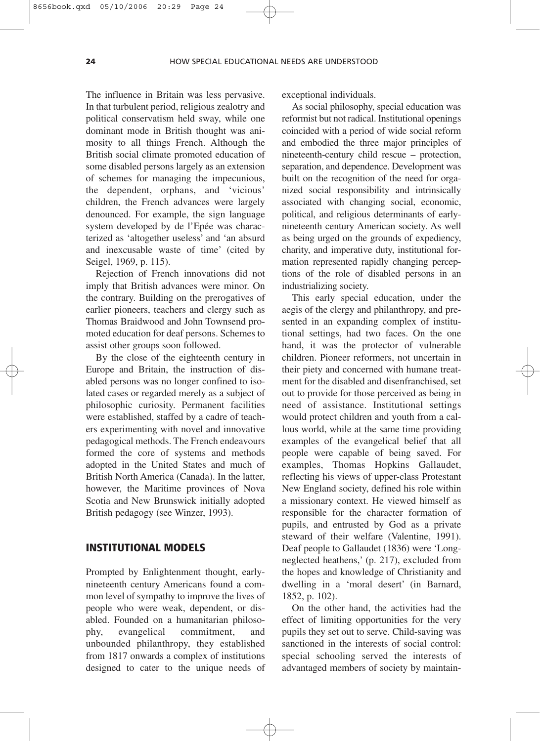The influence in Britain was less pervasive. In that turbulent period, religious zealotry and political conservatism held sway, while one dominant mode in British thought was animosity to all things French. Although the British social climate promoted education of some disabled persons largely as an extension of schemes for managing the impecunious, the dependent, orphans, and 'vicious' children, the French advances were largely denounced. For example, the sign language system developed by de l'Epée was characterized as 'altogether useless' and 'an absurd and inexcusable waste of time' (cited by Seigel, 1969, p. 115).

Rejection of French innovations did not imply that British advances were minor. On the contrary. Building on the prerogatives of earlier pioneers, teachers and clergy such as Thomas Braidwood and John Townsend promoted education for deaf persons. Schemes to assist other groups soon followed.

By the close of the eighteenth century in Europe and Britain, the instruction of disabled persons was no longer confined to isolated cases or regarded merely as a subject of philosophic curiosity. Permanent facilities were established, staffed by a cadre of teachers experimenting with novel and innovative pedagogical methods. The French endeavours formed the core of systems and methods adopted in the United States and much of British North America (Canada). In the latter, however, the Maritime provinces of Nova Scotia and New Brunswick initially adopted British pedagogy (see Winzer, 1993).

## INSTITUTIONAL MODELS

Prompted by Enlightenment thought, early-nineteenth century Americans found a common level of sympathy to improve the lives of people who were weak, dependent, or disabled. Founded on a humanitarian philosophy, evangelical commitment, and unbounded philanthropy, they established from 1817 onwards a complex of institutions designed to cater to the unique needs of exceptional individuals.

As social philosophy, special education was reformist but not radical. Institutional openings coincided with a period of wide social reform and embodied the three major principles of nineteenth-century child rescue – protection, separation, and dependence. Development was built on the recognition of the need for organized social responsibility and intrinsically associated with changing social, economic, political, and religious determinants of early-nineteenth century American society. As well as being urged on the grounds of expediency, charity, and imperative duty, institutional formation represented rapidly changing perceptions of the role of disabled persons in an industrializing society.

This early special education, under the aegis of the clergy and philanthropy, and presented in an expanding complex of institutional settings, had two faces. On the one hand, it was the protector of vulnerable children. Pioneer reformers, not uncertain in their piety and concerned with humane treatment for the disabled and disenfranchised, set out to provide for those perceived as being in need of assistance. Institutional settings would protect children and youth from a callous world, while at the same time providing examples of the evangelical belief that all people were capable of being saved. For examples, Thomas Hopkins Gallaudet, reflecting his views of upper-class Protestant New England society, defined his role within a missionary context. He viewed himself as responsible for the character formation of pupils, and entrusted by God as a private steward of their welfare (Valentine, 1991). Deaf people to Gallaudet (1836) were 'Long-neglected heathens,' (p. 217), excluded from the hopes and knowledge of Christianity and dwelling in a 'moral desert' (in Barnard, 1852, p. 102).

On the other hand, the activities had the effect of limiting opportunities for the very pupils they set out to serve. Child-saving was sanctioned in the interests of social control: special schooling served the interests of advantaged members of society by maintain-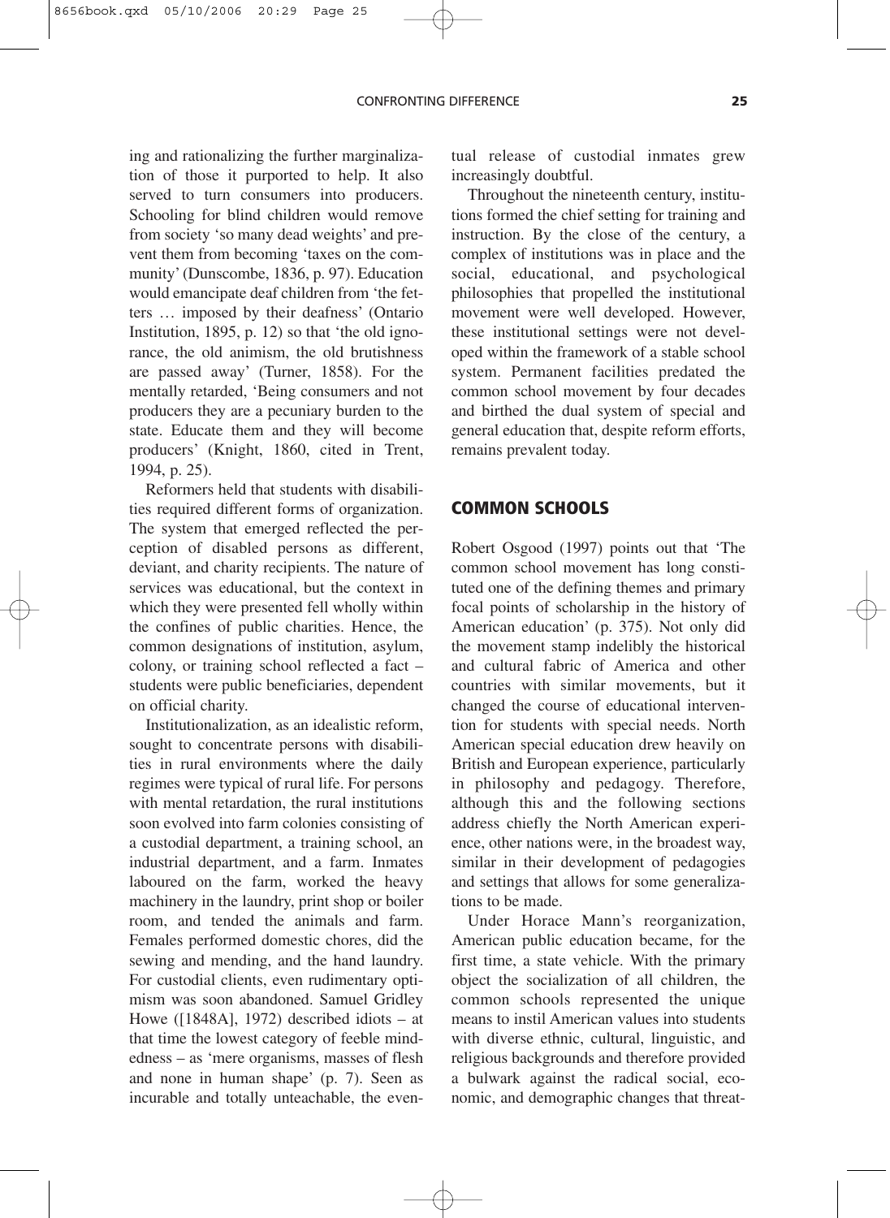ing and rationalizing the further marginalization of those it purported to help. It also served to turn consumers into producers. Schooling for blind children would remove from society 'so many dead weights' and prevent them from becoming 'taxes on the community' (Dunscombe, 1836, p. 97). Education would emancipate deaf children from 'the fetters … imposed by their deafness' (Ontario Institution, 1895, p. 12) so that 'the old ignorance, the old animism, the old brutishness are passed away' (Turner, 1858). For the mentally retarded, 'Being consumers and not producers they are a pecuniary burden to the state. Educate them and they will become producers' (Knight, 1860, cited in Trent, 1994, p. 25).

Reformers held that students with disabilities required different forms of organization. The system that emerged reflected the perception of disabled persons as different, deviant, and charity recipients. The nature of services was educational, but the context in which they were presented fell wholly within the confines of public charities. Hence, the common designations of institution, asylum, colony, or training school reflected a fact – students were public beneficiaries, dependent on official charity.

Institutionalization, as an idealistic reform, sought to concentrate persons with disabilities in rural environments where the daily regimes were typical of rural life. For persons with mental retardation, the rural institutions soon evolved into farm colonies consisting of a custodial department, a training school, an industrial department, and a farm. Inmates laboured on the farm, worked the heavy machinery in the laundry, print shop or boiler room, and tended the animals and farm. Females performed domestic chores, did the sewing and mending, and the hand laundry. For custodial clients, even rudimentary optimism was soon abandoned. Samuel Gridley Howe ([1848A], 1972) described idiots – at that time the lowest category of feeble mindedness – as 'mere organisms, masses of flesh and none in human shape' (p. 7). Seen as incurable and totally unteachable, the eventual release of custodial inmates grew increasingly doubtful.

Throughout the nineteenth century, institutions formed the chief setting for training and instruction. By the close of the century, a complex of institutions was in place and the social, educational, and psychological philosophies that propelled the institutional movement were well developed. However, these institutional settings were not developed within the framework of a stable school system. Permanent facilities predated the common school movement by four decades and birthed the dual system of special and general education that, despite reform efforts, remains prevalent today.

## COMMON SCHOOLS

Robert Osgood (1997) points out that 'The common school movement has long constituted one of the defining themes and primary focal points of scholarship in the history of American education' (p. 375). Not only did the movement stamp indelibly the historical and cultural fabric of America and other countries with similar movements, but it changed the course of educational intervention for students with special needs. North American special education drew heavily on British and European experience, particularly in philosophy and pedagogy. Therefore, although this and the following sections address chiefly the North American experience, other nations were, in the broadest way, similar in their development of pedagogies and settings that allows for some generalizations to be made.

Under Horace Mann's reorganization, American public education became, for the first time, a state vehicle. With the primary object the socialization of all children, the common schools represented the unique means to instil American values into students with diverse ethnic, cultural, linguistic, and religious backgrounds and therefore provided a bulwark against the radical social, economic, and demographic changes that threat-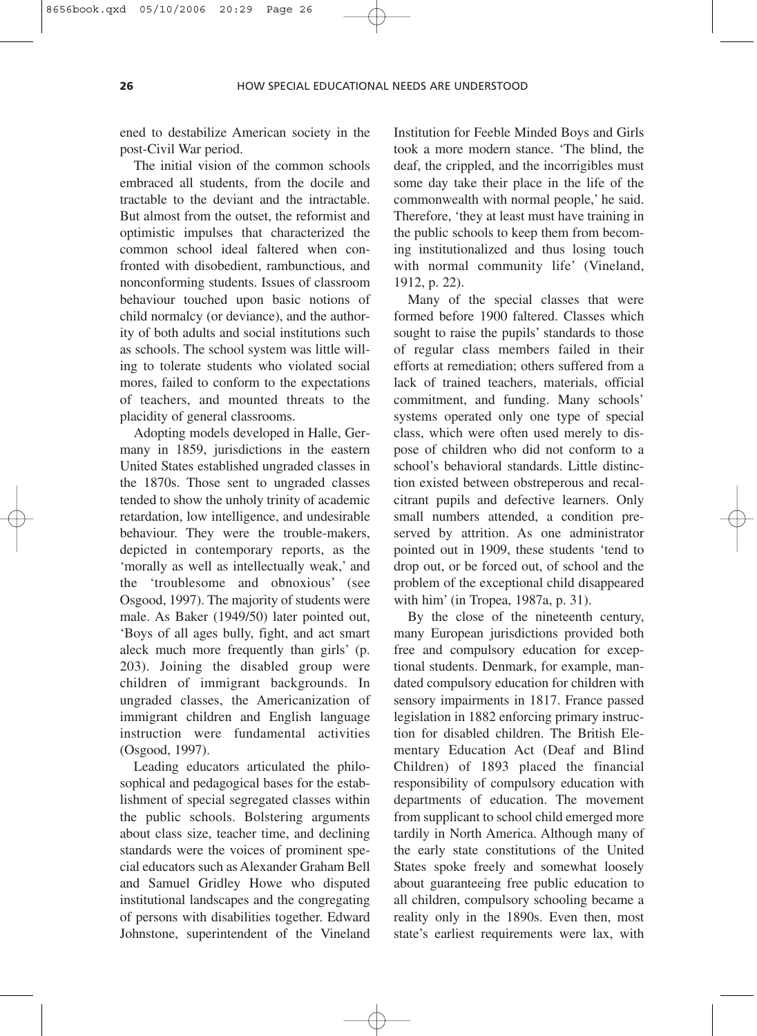ened to destabilize American society in the post-Civil War period.

The initial vision of the common schools embraced all students, from the docile and tractable to the deviant and the intractable. But almost from the outset, the reformist and optimistic impulses that characterized the common school ideal faltered when confronted with disobedient, rambunctious, and nonconforming students. Issues of classroom behaviour touched upon basic notions of child normalcy (or deviance), and the authority of both adults and social institutions such as schools. The school system was little willing to tolerate students who violated social mores, failed to conform to the expectations of teachers, and mounted threats to the placidity of general classrooms.

Adopting models developed in Halle, Germany in 1859, jurisdictions in the eastern United States established ungraded classes in the 1870s. Those sent to ungraded classes tended to show the unholy trinity of academic retardation, low intelligence, and undesirable behaviour. They were the trouble-makers, depicted in contemporary reports, as the 'morally as well as intellectually weak,' and the 'troublesome and obnoxious' (see Osgood, 1997). The majority of students were male. As Baker (1949/50) later pointed out, 'Boys of all ages bully, fight, and act smart aleck much more frequently than girls' (p. 203). Joining the disabled group were children of immigrant backgrounds. In ungraded classes, the Americanization of immigrant children and English language instruction were fundamental activities (Osgood, 1997).

Leading educators articulated the philosophical and pedagogical bases for the establishment of special segregated classes within the public schools. Bolstering arguments about class size, teacher time, and declining standards were the voices of prominent special educators such as Alexander Graham Bell and Samuel Gridley Howe who disputed institutional landscapes and the congregating of persons with disabilities together. Edward Johnstone, superintendent of the Vineland Institution for Feeble Minded Boys and Girls took a more modern stance. 'The blind, the deaf, the crippled, and the incorrigibles must some day take their place in the life of the commonwealth with normal people,' he said. Therefore, 'they at least must have training in the public schools to keep them from becoming institutionalized and thus losing touch with normal community life' (Vineland, 1912, p. 22).

Many of the special classes that were formed before 1900 faltered. Classes which sought to raise the pupils' standards to those of regular class members failed in their efforts at remediation; others suffered from a lack of trained teachers, materials, official commitment, and funding. Many schools' systems operated only one type of special class, which were often used merely to dispose of children who did not conform to a school's behavioral standards. Little distinction existed between obstreperous and recalcitrant pupils and defective learners. Only small numbers attended, a condition preserved by attrition. As one administrator pointed out in 1909, these students 'tend to drop out, or be forced out, of school and the problem of the exceptional child disappeared with him' (in Tropea, 1987a, p. 31).

By the close of the nineteenth century, many European jurisdictions provided both free and compulsory education for exceptional students. Denmark, for example, mandated compulsory education for children with sensory impairments in 1817. France passed legislation in 1882 enforcing primary instruction for disabled children. The British Elementary Education Act (Deaf and Blind Children) of 1893 placed the financial responsibility of compulsory education with departments of education. The movement from supplicant to school child emerged more tardily in North America. Although many of the early state constitutions of the United States spoke freely and somewhat loosely about guaranteeing free public education to all children, compulsory schooling became a reality only in the 1890s. Even then, most state's earliest requirements were lax, with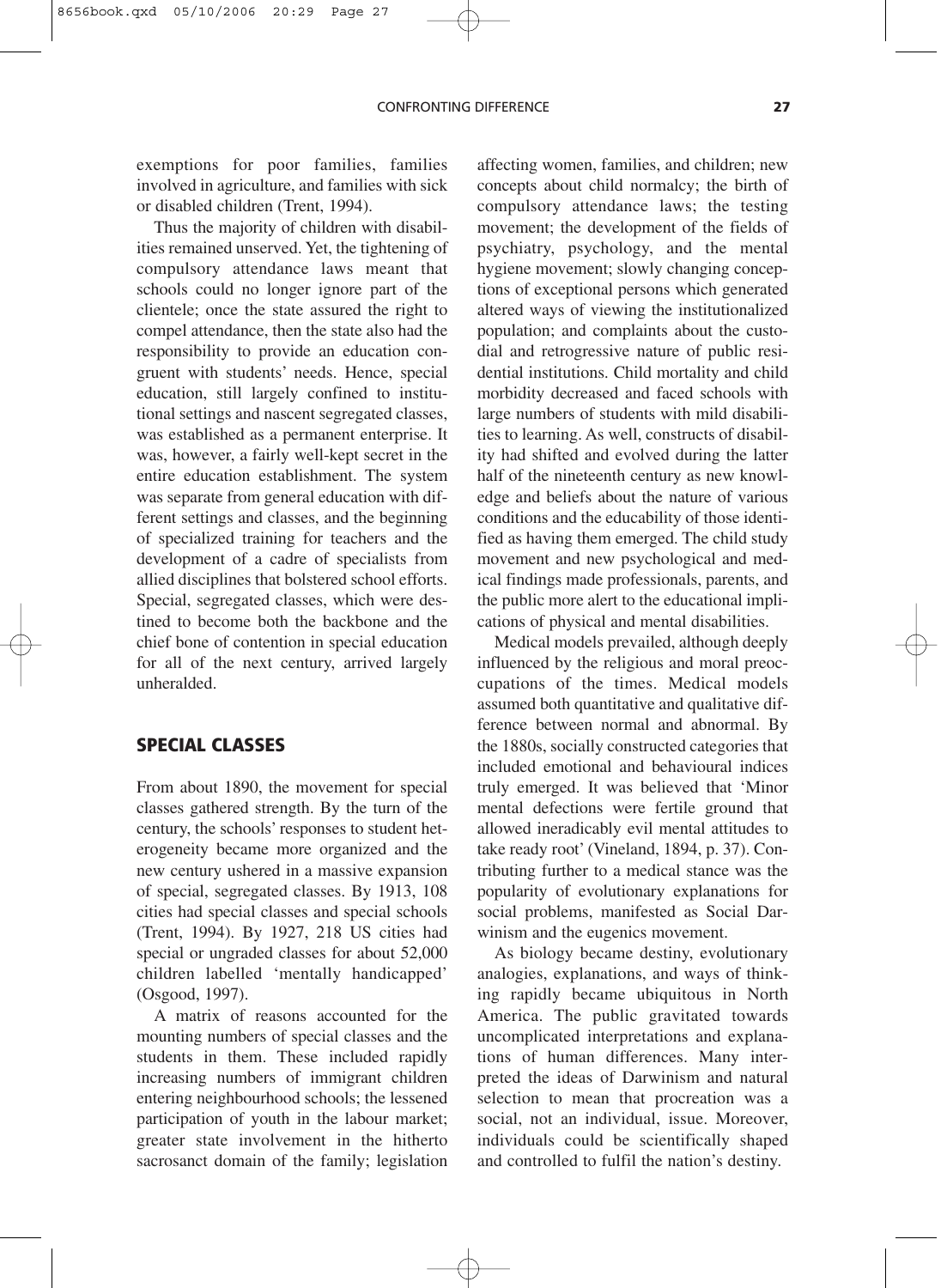exemptions for poor families, families involved in agriculture, and families with sick or disabled children (Trent, 1994).

Thus the majority of children with disabilities remained unserved. Yet, the tightening of compulsory attendance laws meant that schools could no longer ignore part of the clientele; once the state assured the right to compel attendance, then the state also had the responsibility to provide an education congruent with students' needs. Hence, special education, still largely confined to institutional settings and nascent segregated classes, was established as a permanent enterprise. It was, however, a fairly well-kept secret in the entire education establishment. The system was separate from general education with different settings and classes, and the beginning of specialized training for teachers and the development of a cadre of specialists from allied disciplines that bolstered school efforts. Special, segregated classes, which were destined to become both the backbone and the chief bone of contention in special education for all of the next century, arrived largely unheralded.

## SPECIAL CLASSES

From about 1890, the movement for special classes gathered strength. By the turn of the century, the schools' responses to student heterogeneity became more organized and the new century ushered in a massive expansion of special, segregated classes. By 1913, 108 cities had special classes and special schools (Trent, 1994). By 1927, 218 US cities had special or ungraded classes for about 52,000 children labelled 'mentally handicapped' (Osgood, 1997).

A matrix of reasons accounted for the mounting numbers of special classes and the students in them. These included rapidly increasing numbers of immigrant children entering neighbourhood schools; the lessened participation of youth in the labour market; greater state involvement in the hitherto sacrosanct domain of the family; legislation affecting women, families, and children; new concepts about child normalcy; the birth of compulsory attendance laws; the testing movement; the development of the fields of psychiatry, psychology, and the mental hygiene movement; slowly changing conceptions of exceptional persons which generated altered ways of viewing the institutionalized population; and complaints about the custodial and retrogressive nature of public residential institutions. Child mortality and child morbidity decreased and faced schools with large numbers of students with mild disabilities to learning. As well, constructs of disability had shifted and evolved during the latter half of the nineteenth century as new knowledge and beliefs about the nature of various conditions and the educability of those identified as having them emerged. The child study movement and new psychological and medical findings made professionals, parents, and the public more alert to the educational implications of physical and mental disabilities.

Medical models prevailed, although deeply influenced by the religious and moral preoccupations of the times. Medical models assumed both quantitative and qualitative difference between normal and abnormal. By the 1880s, socially constructed categories that included emotional and behavioural indices truly emerged. It was believed that 'Minor mental defections were fertile ground that allowed ineradicably evil mental attitudes to take ready root' (Vineland, 1894, p. 37). Contributing further to a medical stance was the popularity of evolutionary explanations for social problems, manifested as Social Darwinism and the eugenics movement.

As biology became destiny, evolutionary analogies, explanations, and ways of thinking rapidly became ubiquitous in North America. The public gravitated towards uncomplicated interpretations and explanations of human differences. Many interpreted the ideas of Darwinism and natural selection to mean that procreation was a social, not an individual, issue. Moreover, individuals could be scientifically shaped and controlled to fulfil the nation's destiny.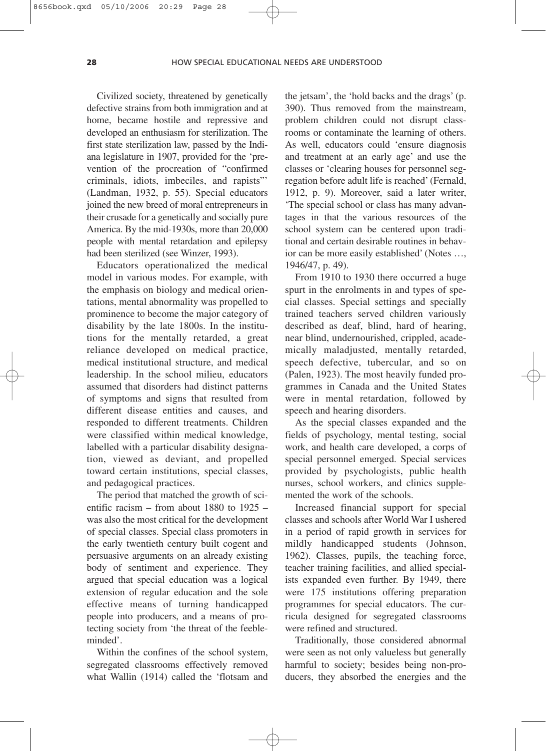Civilized society, threatened by genetically defective strains from both immigration and at home, became hostile and repressive and developed an enthusiasm for sterilization. The first state sterilization law, passed by the Indiana legislature in 1907, provided for the 'prevention of the procreation of "confirmed criminals, idiots, imbeciles, and rapists"' (Landman, 1932, p. 55). Special educators joined the new breed of moral entrepreneurs in their crusade for a genetically and socially pure America. By the mid-1930s, more than 20,000 people with mental retardation and epilepsy had been sterilized (see Winzer, 1993).

Educators operationalized the medical model in various modes. For example, with the emphasis on biology and medical orientations, mental abnormality was propelled to prominence to become the major category of disability by the late 1800s. In the institutions for the mentally retarded, a great reliance developed on medical practice, medical institutional structure, and medical leadership. In the school milieu, educators assumed that disorders had distinct patterns of symptoms and signs that resulted from different disease entities and causes, and responded to different treatments. Children were classified within medical knowledge, labelled with a particular disability designation, viewed as deviant, and propelled toward certain institutions, special classes, and pedagogical practices.

The period that matched the growth of scientific racism – from about 1880 to 1925 – was also the most critical for the development of special classes. Special class promoters in the early twentieth century built cogent and persuasive arguments on an already existing body of sentiment and experience. They argued that special education was a logical extension of regular education and the sole effective means of turning handicapped people into producers, and a means of protecting society from 'the threat of the feebleminded'.

Within the confines of the school system, segregated classrooms effectively removed what Wallin (1914) called the 'flotsam and the jetsam', the 'hold backs and the drags' (p. 390). Thus removed from the mainstream, problem children could not disrupt classrooms or contaminate the learning of others. As well, educators could 'ensure diagnosis and treatment at an early age' and use the classes or 'clearing houses for personnel segregation before adult life is reached' (Fernald, 1912, p. 9). Moreover, said a later writer, 'The special school or class has many advantages in that the various resources of the school system can be centered upon traditional and certain desirable routines in behavior can be more easily established' (Notes …, 1946/47, p. 49).

From 1910 to 1930 there occurred a huge spurt in the enrolments in and types of special classes. Special settings and specially trained teachers served children variously described as deaf, blind, hard of hearing, near blind, undernourished, crippled, academically maladjusted, mentally retarded, speech defective, tubercular, and so on (Palen, 1923). The most heavily funded programmes in Canada and the United States were in mental retardation, followed by speech and hearing disorders.

As the special classes expanded and the fields of psychology, mental testing, social work, and health care developed, a corps of special personnel emerged. Special services provided by psychologists, public health nurses, school workers, and clinics supplemented the work of the schools.

Increased financial support for special classes and schools after World War I ushered in a period of rapid growth in services for mildly handicapped students (Johnson, 1962). Classes, pupils, the teaching force, teacher training facilities, and allied specialists expanded even further. By 1949, there were 175 institutions offering preparation programmes for special educators. The curricula designed for segregated classrooms were refined and structured.

Traditionally, those considered abnormal were seen as not only valueless but generally harmful to society; besides being non-producers, they absorbed the energies and the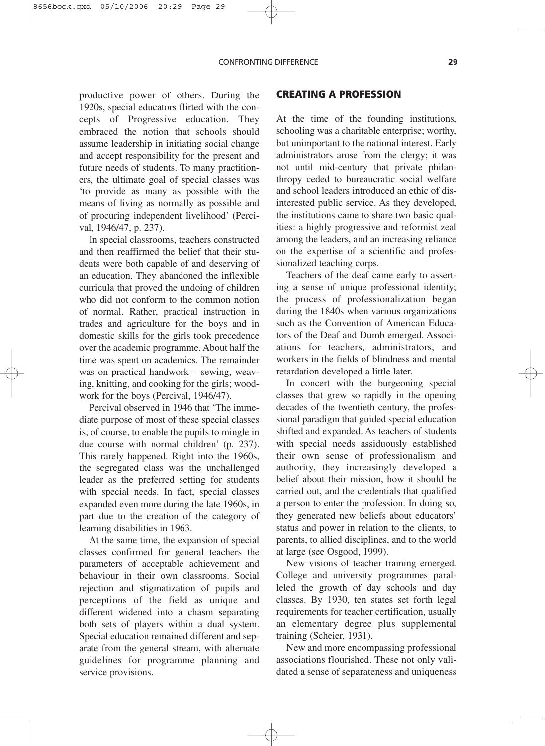productive power of others. During the 1920s, special educators flirted with the concepts of Progressive education. They embraced the notion that schools should assume leadership in initiating social change and accept responsibility for the present and future needs of students. To many practitioners, the ultimate goal of special classes was 'to provide as many as possible with the means of living as normally as possible and of procuring independent livelihood' (Percival, 1946/47, p. 237).

In special classrooms, teachers constructed and then reaffirmed the belief that their students were both capable of and deserving of an education. They abandoned the inflexible curricula that proved the undoing of children who did not conform to the common notion of normal. Rather, practical instruction in trades and agriculture for the boys and in domestic skills for the girls took precedence over the academic programme. About half the time was spent on academics. The remainder was on practical handwork – sewing, weaving, knitting, and cooking for the girls; woodwork for the boys (Percival, 1946/47).

Percival observed in 1946 that 'The immediate purpose of most of these special classes is, of course, to enable the pupils to mingle in due course with normal children' (p. 237). This rarely happened. Right into the 1960s, the segregated class was the unchallenged leader as the preferred setting for students with special needs. In fact, special classes expanded even more during the late 1960s, in part due to the creation of the category of learning disabilities in 1963.

At the same time, the expansion of special classes confirmed for general teachers the parameters of acceptable achievement and behaviour in their own classrooms. Social rejection and stigmatization of pupils and perceptions of the field as unique and different widened into a chasm separating both sets of players within a dual system. Special education remained different and separate from the general stream, with alternate guidelines for programme planning and service provisions.

## CREATING A PROFESSION

At the time of the founding institutions, schooling was a charitable enterprise; worthy, but unimportant to the national interest. Early administrators arose from the clergy; it was not until mid-century that private philanthropy ceded to bureaucratic social welfare and school leaders introduced an ethic of disinterested public service. As they developed, the institutions came to share two basic qualities: a highly progressive and reformist zeal among the leaders, and an increasing reliance on the expertise of a scientific and professionalized teaching corps.

Teachers of the deaf came early to asserting a sense of unique professional identity; the process of professionalization began during the 1840s when various organizations such as the Convention of American Educators of the Deaf and Dumb emerged. Associations for teachers, administrators, and workers in the fields of blindness and mental retardation developed a little later.

In concert with the burgeoning special classes that grew so rapidly in the opening decades of the twentieth century, the professional paradigm that guided special education shifted and expanded. As teachers of students with special needs assiduously established their own sense of professionalism and authority, they increasingly developed a belief about their mission, how it should be carried out, and the credentials that qualified a person to enter the profession. In doing so, they generated new beliefs about educators' status and power in relation to the clients, to parents, to allied disciplines, and to the world at large (see Osgood, 1999).

New visions of teacher training emerged. College and university programmes paralleled the growth of day schools and day classes. By 1930, ten states set forth legal requirements for teacher certification, usually an elementary degree plus supplemental training (Scheier, 1931).

New and more encompassing professional associations flourished. These not only validated a sense of separateness and uniqueness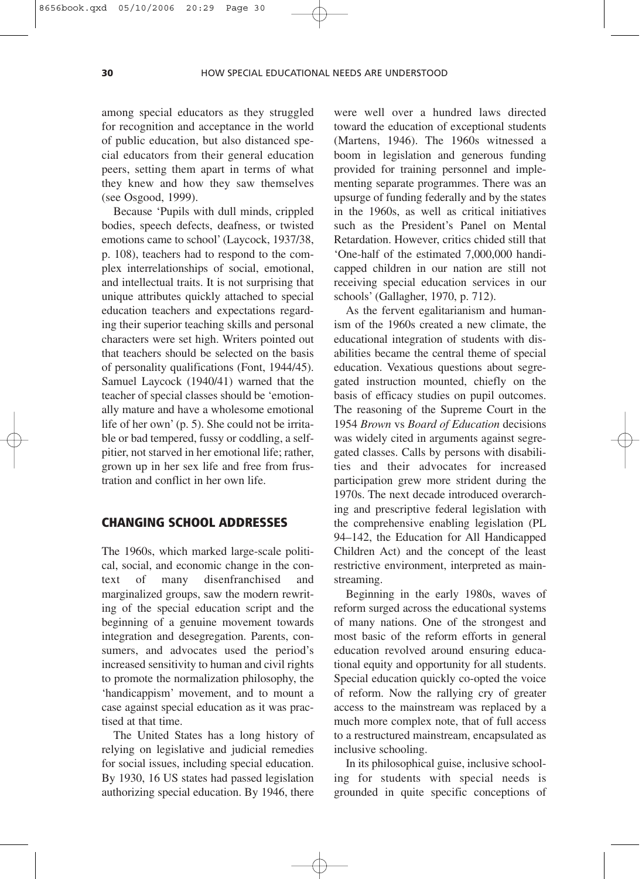among special educators as they struggled for recognition and acceptance in the world of public education, but also distanced special educators from their general education peers, setting them apart in terms of what they knew and how they saw themselves (see Osgood, 1999).

Because 'Pupils with dull minds, crippled bodies, speech defects, deafness, or twisted emotions came to school' (Laycock, 1937/38, p. 108), teachers had to respond to the complex interrelationships of social, emotional, and intellectual traits. It is not surprising that unique attributes quickly attached to special education teachers and expectations regarding their superior teaching skills and personal characters were set high. Writers pointed out that teachers should be selected on the basis of personality qualifications (Font, 1944/45). Samuel Laycock (1940/41) warned that the teacher of special classes should be 'emotionally mature and have a wholesome emotional life of her own' (p. 5). She could not be irritable or bad tempered, fussy or coddling, a self-pitier, not starved in her emotional life; rather, grown up in her sex life and free from frustration and conflict in her own life.

## CHANGING SCHOOL ADDRESSES

The 1960s, which marked large-scale political, social, and economic change in the context of many disenfranchised and marginalized groups, saw the modern rewriting of the special education script and the beginning of a genuine movement towards integration and desegregation. Parents, consumers, and advocates used the period's increased sensitivity to human and civil rights to promote the normalization philosophy, the 'handicappism' movement, and to mount a case against special education as it was practised at that time.

The United States has a long history of relying on legislative and judicial remedies for social issues, including special education. By 1930, 16 US states had passed legislation authorizing special education. By 1946, there were well over a hundred laws directed toward the education of exceptional students (Martens, 1946). The 1960s witnessed a boom in legislation and generous funding provided for training personnel and implementing separate programmes. There was an upsurge of funding federally and by the states in the 1960s, as well as critical initiatives such as the President's Panel on Mental Retardation. However, critics chided still that 'One-half of the estimated 7,000,000 handicapped children in our nation are still not receiving special education services in our schools' (Gallagher, 1970, p. 712).

As the fervent egalitarianism and humanism of the 1960s created a new climate, the educational integration of students with disabilities became the central theme of special education. Vexatious questions about segregated instruction mounted, chiefly on the basis of efficacy studies on pupil outcomes. The reasoning of the Supreme Court in the 1954 *Brown* vs *Board of Education* decisions was widely cited in arguments against segregated classes. Calls by persons with disabilities and their advocates for increased participation grew more strident during the 1970s. The next decade introduced overarching and prescriptive federal legislation with the comprehensive enabling legislation (PL 94–142, the Education for All Handicapped Children Act) and the concept of the least restrictive environment, interpreted as mainstreaming.

Beginning in the early 1980s, waves of reform surged across the educational systems of many nations. One of the strongest and most basic of the reform efforts in general education revolved around ensuring educational equity and opportunity for all students. Special education quickly co-opted the voice of reform. Now the rallying cry of greater access to the mainstream was replaced by a much more complex note, that of full access to a restructured mainstream, encapsulated as inclusive schooling.

In its philosophical guise, inclusive schooling for students with special needs is grounded in quite specific conceptions of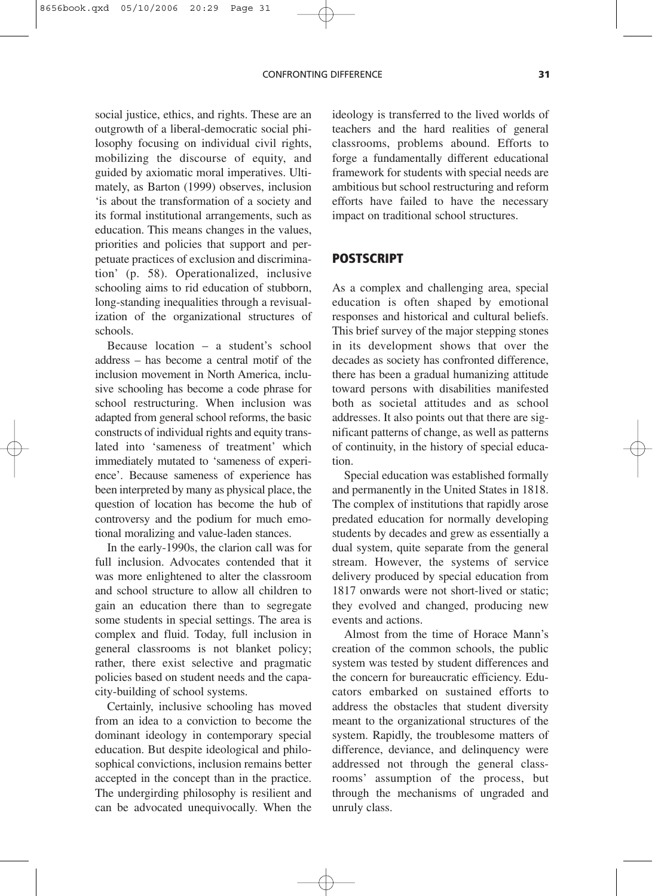social justice, ethics, and rights. These are an outgrowth of a liberal-democratic social philosophy focusing on individual civil rights, mobilizing the discourse of equity, and guided by axiomatic moral imperatives. Ultimately, as Barton (1999) observes, inclusion 'is about the transformation of a society and its formal institutional arrangements, such as education. This means changes in the values, priorities and policies that support and perpetuate practices of exclusion and discrimination' (p. 58). Operationalized, inclusive schooling aims to rid education of stubborn, long-standing inequalities through a revisualization of the organizational structures of schools.

Because location – a student's school address – has become a central motif of the inclusion movement in North America, inclusive schooling has become a code phrase for school restructuring. When inclusion was adapted from general school reforms, the basic constructs of individual rights and equity translated into 'sameness of treatment' which immediately mutated to 'sameness of experience'. Because sameness of experience has been interpreted by many as physical place, the question of location has become the hub of controversy and the podium for much emotional moralizing and value-laden stances.

In the early-1990s, the clarion call was for full inclusion. Advocates contended that it was more enlightened to alter the classroom and school structure to allow all children to gain an education there than to segregate some students in special settings. The area is complex and fluid. Today, full inclusion in general classrooms is not blanket policy; rather, there exist selective and pragmatic policies based on student needs and the capacity-building of school systems.

Certainly, inclusive schooling has moved from an idea to a conviction to become the dominant ideology in contemporary special education. But despite ideological and philosophical convictions, inclusion remains better accepted in the concept than in the practice. The undergirding philosophy is resilient and can be advocated unequivocally. When the ideology is transferred to the lived worlds of teachers and the hard realities of general classrooms, problems abound. Efforts to forge a fundamentally different educational framework for students with special needs are ambitious but school restructuring and reform efforts have failed to have the necessary impact on traditional school structures.

## POSTSCRIPT

As a complex and challenging area, special education is often shaped by emotional responses and historical and cultural beliefs. This brief survey of the major stepping stones in its development shows that over the decades as society has confronted difference, there has been a gradual humanizing attitude toward persons with disabilities manifested both as societal attitudes and as school addresses. It also points out that there are significant patterns of change, as well as patterns of continuity, in the history of special education.

Special education was established formally and permanently in the United States in 1818. The complex of institutions that rapidly arose predated education for normally developing students by decades and grew as essentially a dual system, quite separate from the general stream. However, the systems of service delivery produced by special education from 1817 onwards were not short-lived or static; they evolved and changed, producing new events and actions.

Almost from the time of Horace Mann's creation of the common schools, the public system was tested by student differences and the concern for bureaucratic efficiency. Educators embarked on sustained efforts to address the obstacles that student diversity meant to the organizational structures of the system. Rapidly, the troublesome matters of difference, deviance, and delinquency were addressed not through the general classrooms' assumption of the process, but through the mechanisms of ungraded and unruly class.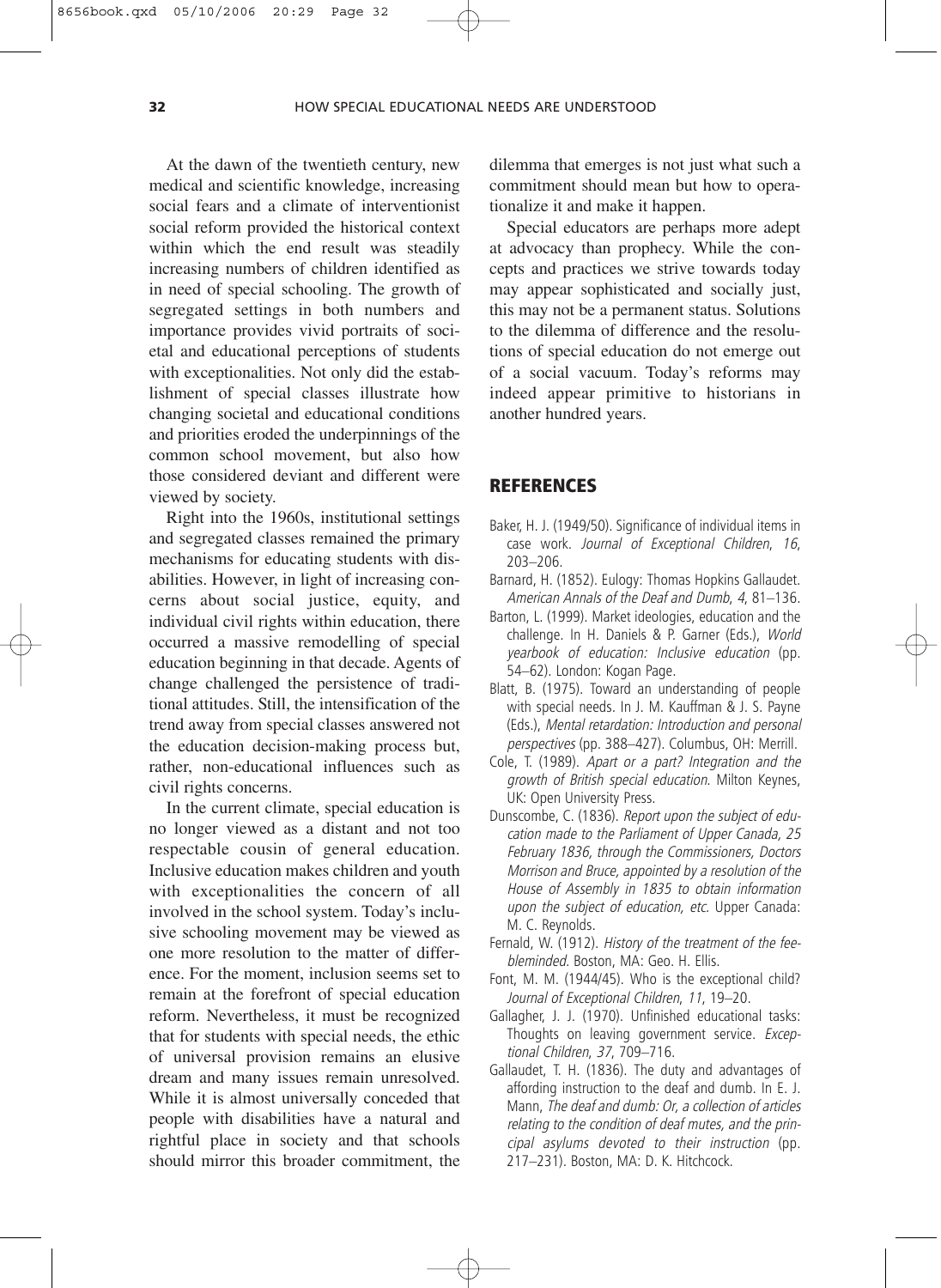At the dawn of the twentieth century, new medical and scientific knowledge, increasing social fears and a climate of interventionist social reform provided the historical context within which the end result was steadily increasing numbers of children identified as in need of special schooling. The growth of segregated settings in both numbers and importance provides vivid portraits of societal and educational perceptions of students with exceptionalities. Not only did the establishment of special classes illustrate how changing societal and educational conditions and priorities eroded the underpinnings of the common school movement, but also how those considered deviant and different were viewed by society.

Right into the 1960s, institutional settings and segregated classes remained the primary mechanisms for educating students with disabilities. However, in light of increasing concerns about social justice, equity, and individual civil rights within education, there occurred a massive remodelling of special education beginning in that decade. Agents of change challenged the persistence of traditional attitudes. Still, the intensification of the trend away from special classes answered not the education decision-making process but, rather, non-educational influences such as civil rights concerns.

In the current climate, special education is no longer viewed as a distant and not too respectable cousin of general education. Inclusive education makes children and youth with exceptionalities the concern of all involved in the school system. Today's inclusive schooling movement may be viewed as one more resolution to the matter of difference. For the moment, inclusion seems set to remain at the forefront of special education reform. Nevertheless, it must be recognized that for students with special needs, the ethic of universal provision remains an elusive dream and many issues remain unresolved. While it is almost universally conceded that people with disabilities have a natural and rightful place in society and that schools should mirror this broader commitment, the dilemma that emerges is not just what such a commitment should mean but how to operationalize it and make it happen.

Special educators are perhaps more adept at advocacy than prophecy. While the concepts and practices we strive towards today may appear sophisticated and socially just, this may not be a permanent status. Solutions to the dilemma of difference and the resolutions of special education do not emerge out of a social vacuum. Today's reforms may indeed appear primitive to historians in another hundred years.

## REFERENCES

Baker, H. J. (1949/50). Significance of individual items in case work. *Journal of Exceptional Children*, *16*, 203–206.

Barnard, H. (1852). Eulogy: Thomas Hopkins Gallaudet. *American Annals of the Deaf and Dumb*, *4*, 81–136.

Barton, L. (1999). Market ideologies, education and the challenge. In H. Daniels & P. Garner (Eds.), *World yearbook of education: Inclusive education* (pp. 54–62). London: Kogan Page.

Blatt, B. (1975). Toward an understanding of people with special needs. In J. M. Kauffman & J. S. Payne (Eds.), *Mental retardation: Introduction and personal perspectives* (pp. 388–427). Columbus, OH: Merrill.

Cole, T. (1989). *Apart or a part? Integration and the growth of British special education*. Milton Keynes, UK: Open University Press.

Dunscombe, C. (1836). *Report upon the subject of education made to the Parliament of Upper Canada, 25 February 1836, through the Commissioners, Doctors Morrison and Bruce, appointed by a resolution of the House of Assembly in 1835 to obtain information upon the subject of education, etc.* Upper Canada: M. C. Reynolds.

Fernald, W. (1912). *History of the treatment of the feebleminded*. Boston, MA: Geo. H. Ellis.

Font, M. M. (1944/45). Who is the exceptional child? *Journal of Exceptional Children*, *11*, 19–20.

Gallagher, J. J. (1970). Unfinished educational tasks: Thoughts on leaving government service. *Exceptional Children*, *37*, 709–716.

Gallaudet, T. H. (1836). The duty and advantages of affording instruction to the deaf and dumb. In E. J. Mann, *The deaf and dumb: Or, a collection of articles relating to the condition of deaf mutes, and the principal asylums devoted to their instruction* (pp. 217–231). Boston, MA: D. K. Hitchcock.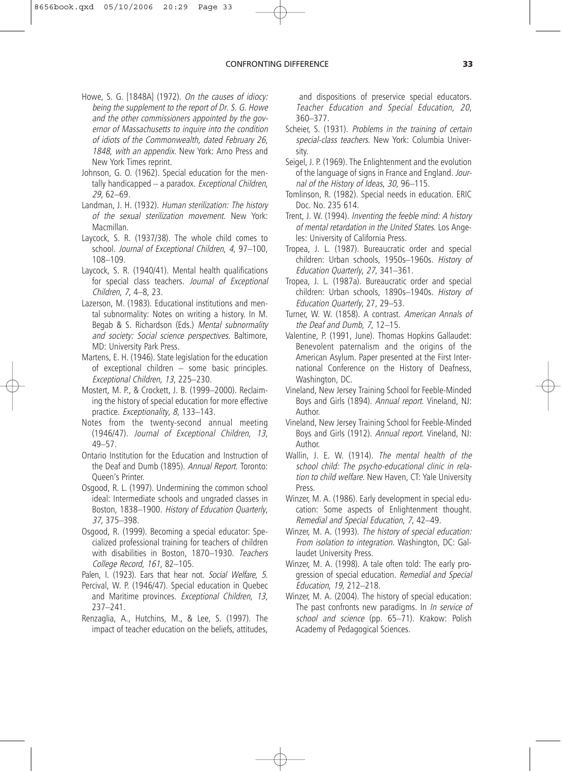Howe, S. G. [1848A] (1972). *On the causes of idiocy: being the supplement to the report of Dr. S. G. Howe and the other commissioners appointed by the governor of Massachusetts to inquire into the condition of idiots of the Commonwealth, dated February 26, 1848, with an appendix*. New York: Arno Press and New York Times reprint.

Johnson, G. O. (1962). Special education for the mentally handicapped – a paradox. *Exceptional Children*, *29*, 62–69.

Landman, J. H. (1932). *Human sterilization: The history of the sexual sterilization movement*. New York: Macmillan.

Laycock, S. R. (1937/38). The whole child comes to school. *Journal of Exceptional Children*, *4*, 97–100, 108–109.

Laycock, S. R. (1940/41). Mental health qualifications for special class teachers. *Journal of Exceptional Children*, *7*, 4–8, 23.

Lazerson, M. (1983). Educational institutions and mental subnormality: Notes on writing a history. In M. Begab & S. Richardson (Eds.) *Mental subnormality and society: Social science perspectives*. Baltimore, MD: University Park Press.

Martens, E. H. (1946). State legislation for the education of exceptional children – some basic principles. *Exceptional Children*, *13*, 225–230.

Mostert, M. P., & Crockett, J. B. (1999–2000). Reclaiming the history of special education for more effective practice. *Exceptionality*, *8*, 133–143.

Notes from the twenty-second annual meeting (1946/47). *Journal of Exceptional Children*, *13*, 49–57.

Ontario Institution for the Education and Instruction of the Deaf and Dumb (1895). *Annual Report*. Toronto: Queen's Printer.

Osgood, R. L. (1997). Undermining the common school ideal: Intermediate schools and ungraded classes in Boston, 1838–1900. *History of Education Quarterly*, *37*, 375–398.

Osgood, R. (1999). Becoming a special educator: Specialized professional training for teachers of children with disabilities in Boston, 1870–1930. *Teachers College Record*, *161*, 82–105.

Palen, I. (1923). Ears that hear not. *Social Welfare*, *5*.

Percival, W. P. (1946/47). Special education in Quebec and Maritime provinces. *Exceptional Children*, *13*, 237–241.

Renzaglia, A., Hutchins, M., & Lee, S. (1997). The impact of teacher education on the beliefs, attitudes, and dispositions of preservice special educators. *Teacher Education and Special Education*, *20*, 360–377.

Scheier, S. (1931). *Problems in the training of certain special-class teachers*. New York: Columbia University.

Seigel, J. P. (1969). The Enlightenment and the evolution of the language of signs in France and England. *Journal of the History of Ideas*, *30*, 96–115.

Tomlinson, R. (1982). Special needs in education. ERIC Doc. No. 235 614.

Trent, J. W. (1994). *Inventing the feeble mind: A history of mental retardation in the United States*. Los Angeles: University of California Press.

Tropea, J. L. (1987). Bureaucratic order and special children: Urban schools, 1950s–1960s. *History of Education Quarterly*, *27*, 341–361.

Tropea, J. L. (1987a). Bureaucratic order and special children: Urban schools, 1890s–1940s. *History of Education Quarterly*, 27, 29–53.

Turner, W. W. (1858). A contrast. *American Annals of the Deaf and Dumb*, *7*, 12–15.

Valentine, P. (1991, June). Thomas Hopkins Gallaudet: Benevolent paternalism and the origins of the American Asylum. Paper presented at the First International Conference on the History of Deafness, Washington, DC.

Vineland, New Jersey Training School for Feeble-Minded Boys and Girls (1894). *Annual report*. Vineland, NJ: Author.

Vineland, New Jersey Training School for Feeble-Minded Boys and Girls (1912). *Annual report*. Vineland, NJ: Author.

Wallin, J. E. W. (1914). *The mental health of the school child: The psycho-educational clinic in relation to child welfare*. New Haven, CT: Yale University Press.

Winzer, M. A. (1986). Early development in special education: Some aspects of Enlightenment thought. *Remedial and Special Education*, *7*, 42–49.

Winzer, M. A. (1993). *The history of special education: From isolation to integration*. Washington, DC: Gallaudet University Press.

Winzer, M. A. (1998). A tale often told: The early progression of special education. *Remedial and Special Education*, *19*, 212–218.

Winzer, M. A. (2004). The history of special education: The past confronts new paradigms. In *In service of school and science* (pp. 65–71). Krakow: Polish Academy of Pedagogical Sciences.